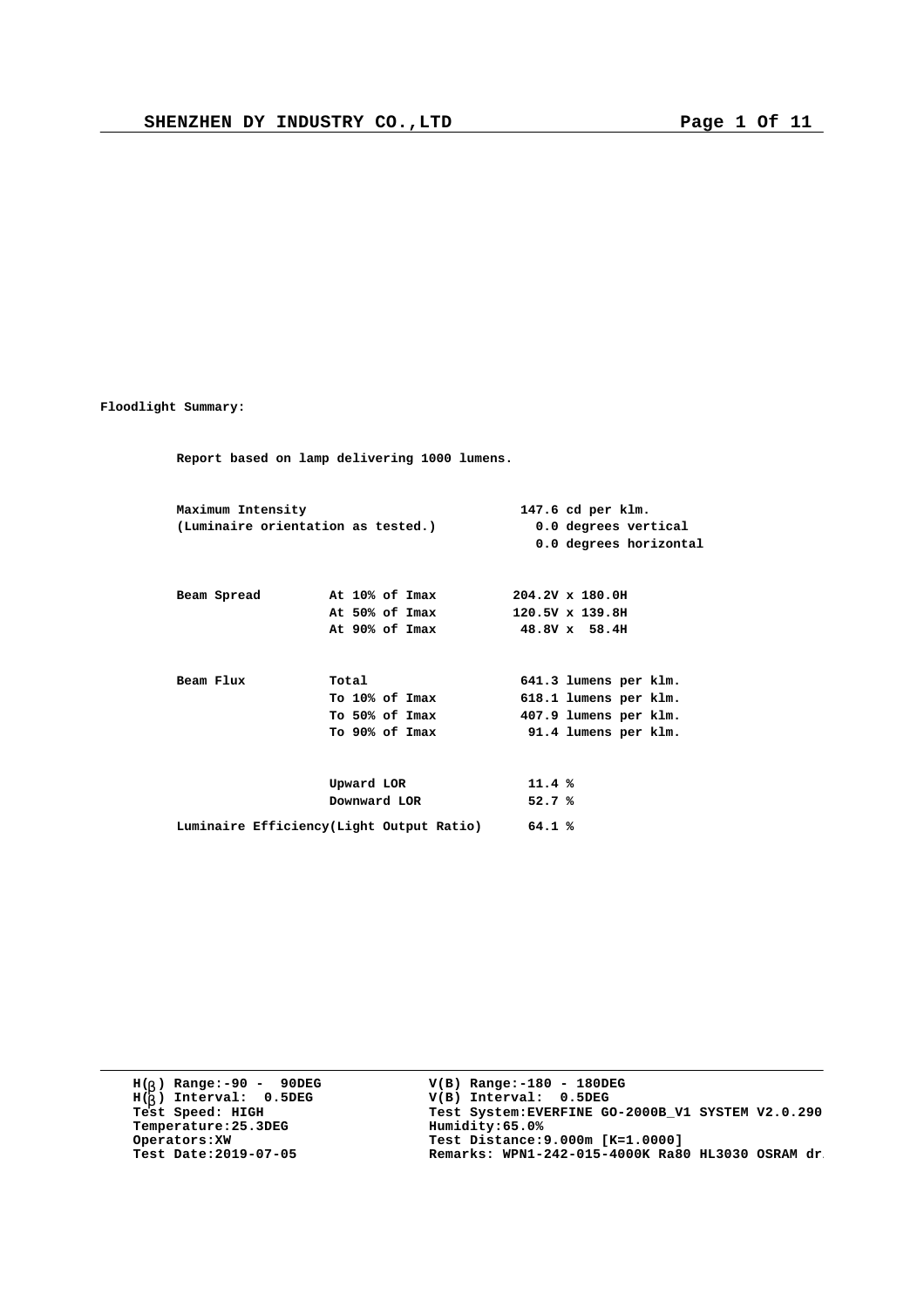**Floodlight Summary:**

**Report based on lamp delivering 1000 lumens.**

| | | |
|---|---|---|
| **Maximum Intensity** | | **147.6 cd per klm.** |
| **(Luminaire orientation as tested.)** | | **0.0 degrees vertical** |
| | | **0.0 degrees horizontal** |
| **Beam Spread** | **At 10% of Imax** | **204.2V x 180.0H** |
| | **At 50% of Imax** | **120.5V x 139.8H** |
| | **At 90% of Imax** | **48.8V x 58.4H** |
| **Beam Flux** | **Total** | **641.3 lumens per klm.** |
| | **To 10% of Imax** | **618.1 lumens per klm.** |
| | **To 50% of Imax** | **407.9 lumens per klm.** |
| | **To 90% of Imax** | **91.4 lumens per klm.** |
| | **Upward LOR** | **11.4 %** |
| | **Downward LOR** | **52.7 %** |
| **Luminaire Efficiency(Light Output Ratio)** | | **64.1 %** |

**H(β) Range:-90 - 90DEG**
**H(β) Interval: 0.5DEG**
**Test Speed: HIGH**
**Temperature:25.3DEG**
**Operators:XW**
**Test Date:2019-07-05**

**V(B) Range:-180 - 180DEG**
**V(B) Interval: 0.5DEG**
**Test System:EVERFINE GO-2000B_V1 SYSTEM V2.0.290**
**Humidity:65.0%**
**Test Distance:9.000m [K=1.0000]**
**Remarks: WPN1-242-015-4000K Ra80 HL3030 OSRAM dr**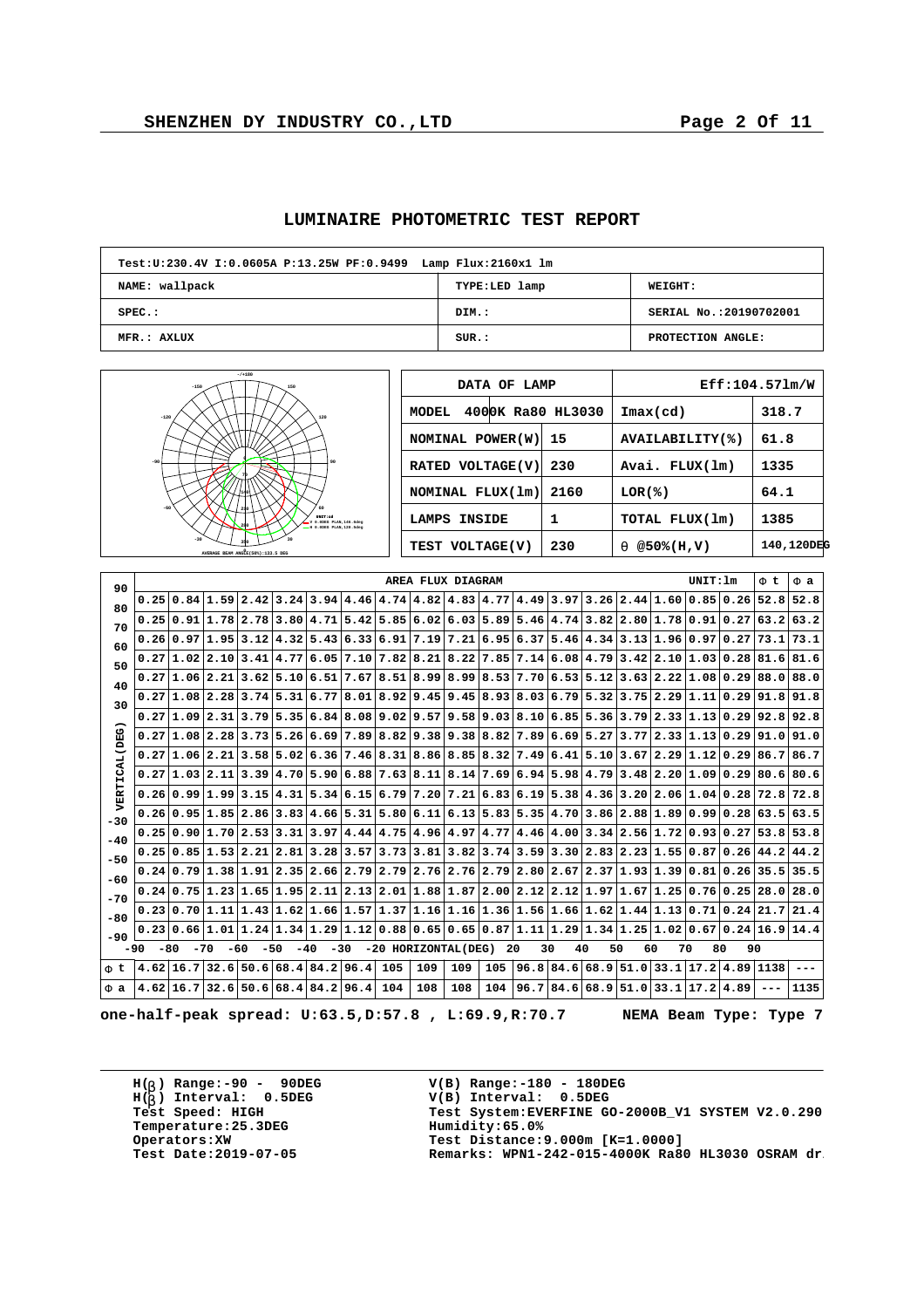# LUMINAIRE PHOTOMETRIC TEST REPORT

| Test:U:230.4V I:0.0605A P:13.25W PF:0.9499 Lamp Flux:2160x1 lm | | |
|---|---|---|
| NAME: wallpack | TYPE:LED lamp | WEIGHT: |
| SPEC.: | DIM.: | SERIAL No.:20190702001 |
| MFR.: AXLUX | SUR.: | PROTECTION ANGLE: |

AVERAGE BEAM ANGLE(50%):133.5 DEG

| DATA OF LAMP | | Eff:104.57lm/W | |
|---|---|---|---|
| MODEL 4000K Ra80 HL3030 | | Imax(cd) | 318.7 |
| NOMINAL POWER(W) | 15 | AVAILABILITY(%) | 61.8 |
| RATED VOLTAGE(V) | 230 | Avai. FLUX(lm) | 1335 |
| NOMINAL FLUX(lm) | 2160 | LOR(%) | 64.1 |
| LAMPS INSIDE | 1 | TOTAL FLUX(lm) | 1385 |
| TEST VOLTAGE(V) | 230 | θ @50%(H,V) | 140,120DEG |

AREA FLUX DIAGRAM UNIT:lm

| VERTICAL(DEG) \ HORIZONTAL(DEG) | -90 | -80 | -70 | -60 | -50 | -40 | -30 | -20 | -10 | 0 | 10 | 20 | 30 | 40 | 50 | 60 | 70 | 80 | Φ t | Φ a |
|---|---|---|---|---|---|---|---|---|---|---|---|---|---|---|---|---|---|---|---|---|
| 90~80 | 0.25 | 0.84 | 1.59 | 2.42 | 3.24 | 3.94 | 4.46 | 4.74 | 4.82 | 4.83 | 4.77 | 4.49 | 3.97 | 3.26 | 2.44 | 1.60 | 0.85 | 0.26 | 52.8 | 52.8 |
| 80~70 | 0.25 | 0.91 | 1.78 | 2.78 | 3.80 | 4.71 | 5.42 | 5.85 | 6.02 | 6.03 | 5.89 | 5.46 | 4.74 | 3.82 | 2.80 | 1.78 | 0.91 | 0.27 | 63.2 | 63.2 |
| 70~60 | 0.26 | 0.97 | 1.95 | 3.12 | 4.32 | 5.43 | 6.33 | 6.91 | 7.19 | 7.21 | 6.95 | 6.37 | 5.46 | 4.34 | 3.13 | 1.96 | 0.97 | 0.27 | 73.1 | 73.1 |
| 60~50 | 0.27 | 1.02 | 2.10 | 3.41 | 4.77 | 6.05 | 7.10 | 7.82 | 8.21 | 8.22 | 7.85 | 7.14 | 6.08 | 4.79 | 3.42 | 2.10 | 1.03 | 0.28 | 81.6 | 81.6 |
| 50~40 | 0.27 | 1.06 | 2.21 | 3.62 | 5.10 | 6.51 | 7.67 | 8.51 | 8.99 | 8.99 | 8.53 | 7.70 | 6.53 | 5.12 | 3.63 | 2.22 | 1.08 | 0.29 | 88.0 | 88.0 |
| 40~30 | 0.27 | 1.08 | 2.28 | 3.74 | 5.31 | 6.77 | 8.01 | 8.92 | 9.45 | 9.45 | 8.93 | 8.03 | 6.79 | 5.32 | 3.75 | 2.29 | 1.11 | 0.29 | 91.8 | 91.8 |
| 30~20 | 0.27 | 1.09 | 2.31 | 3.79 | 5.35 | 6.84 | 8.08 | 9.02 | 9.57 | 9.58 | 9.03 | 8.10 | 6.85 | 5.36 | 3.79 | 2.33 | 1.13 | 0.29 | 92.8 | 92.8 |
| 20~10 | 0.27 | 1.08 | 2.28 | 3.73 | 5.26 | 6.69 | 7.89 | 8.82 | 9.38 | 9.38 | 8.82 | 7.89 | 6.69 | 5.27 | 3.77 | 2.33 | 1.13 | 0.29 | 91.0 | 91.0 |
| 10~0 | 0.27 | 1.06 | 2.21 | 3.58 | 5.02 | 6.36 | 7.46 | 8.31 | 8.86 | 8.85 | 8.32 | 7.49 | 6.41 | 5.10 | 3.67 | 2.29 | 1.12 | 0.29 | 86.7 | 86.7 |
| 0~-10 | 0.27 | 1.03 | 2.11 | 3.39 | 4.70 | 5.90 | 6.88 | 7.63 | 8.11 | 8.14 | 7.69 | 6.94 | 5.98 | 4.79 | 3.48 | 2.20 | 1.09 | 0.29 | 80.6 | 80.6 |
| -10~-20 | 0.26 | 0.99 | 1.99 | 3.15 | 4.31 | 5.34 | 6.15 | 6.79 | 7.20 | 7.21 | 6.83 | 6.19 | 5.38 | 4.36 | 3.20 | 2.06 | 1.04 | 0.28 | 72.8 | 72.8 |
| -20~-30 | 0.26 | 0.95 | 1.85 | 2.86 | 3.83 | 4.66 | 5.31 | 5.80 | 6.11 | 6.13 | 5.83 | 5.35 | 4.70 | 3.86 | 2.88 | 1.89 | 0.99 | 0.28 | 63.5 | 63.5 |
| -30~-40 | 0.25 | 0.90 | 1.70 | 2.53 | 3.31 | 3.97 | 4.44 | 4.75 | 4.96 | 4.97 | 4.77 | 4.46 | 4.00 | 3.34 | 2.56 | 1.72 | 0.93 | 0.27 | 53.8 | 53.8 |
| -40~-50 | 0.25 | 0.85 | 1.53 | 2.21 | 2.81 | 3.28 | 3.57 | 3.73 | 3.81 | 3.82 | 3.74 | 3.59 | 3.30 | 2.83 | 2.23 | 1.55 | 0.87 | 0.26 | 44.2 | 44.2 |
| -50~-60 | 0.24 | 0.79 | 1.38 | 1.91 | 2.35 | 2.66 | 2.79 | 2.79 | 2.76 | 2.76 | 2.79 | 2.80 | 2.67 | 2.37 | 1.93 | 1.39 | 0.81 | 0.26 | 35.5 | 35.5 |
| -60~-70 | 0.24 | 0.75 | 1.23 | 1.65 | 1.95 | 2.11 | 2.13 | 2.01 | 1.88 | 1.87 | 2.00 | 2.12 | 2.12 | 1.97 | 1.67 | 1.25 | 0.76 | 0.25 | 28.0 | 28.0 |
| -70~-80 | 0.23 | 0.70 | 1.11 | 1.43 | 1.62 | 1.66 | 1.57 | 1.37 | 1.16 | 1.16 | 1.36 | 1.56 | 1.66 | 1.62 | 1.44 | 1.13 | 0.71 | 0.24 | 21.7 | 21.4 |
| -80~-90 | 0.23 | 0.66 | 1.01 | 1.24 | 1.34 | 1.29 | 1.12 | 0.88 | 0.65 | 0.65 | 0.87 | 1.11 | 1.29 | 1.34 | 1.25 | 1.02 | 0.67 | 0.24 | 16.9 | 14.4 |
| Φ t | 4.62 | 16.7 | 32.6 | 50.6 | 68.4 | 84.2 | 96.4 | 105 | 109 | 109 | 105 | 96.8 | 84.6 | 68.9 | 51.0 | 33.1 | 17.2 | 4.89 | 1138 | --- |
| Φ a | 4.62 | 16.7 | 32.6 | 50.6 | 68.4 | 84.2 | 96.4 | 104 | 108 | 108 | 104 | 96.7 | 84.6 | 68.9 | 51.0 | 33.1 | 17.2 | 4.89 | --- | 1135 |

**one-half-peak spread: U:63.5,D:57.8 , L:69.9,R:70.7 NEMA Beam Type: Type 7**

H(β) Range:-90 - 90DEG
H(β) Interval: 0.5DEG
Test Speed: HIGH
Temperature:25.3DEG
Operators:XW
Test Date:2019-07-05

V(B) Range:-180 - 180DEG
V(B) Interval: 0.5DEG
Test System:EVERFINE GO-2000B_V1 SYSTEM V2.0.290
Humidity:65.0%
Test Distance:9.000m [K=1.0000]
Remarks: WPN1-242-015-4000K Ra80 HL3030 OSRAM dr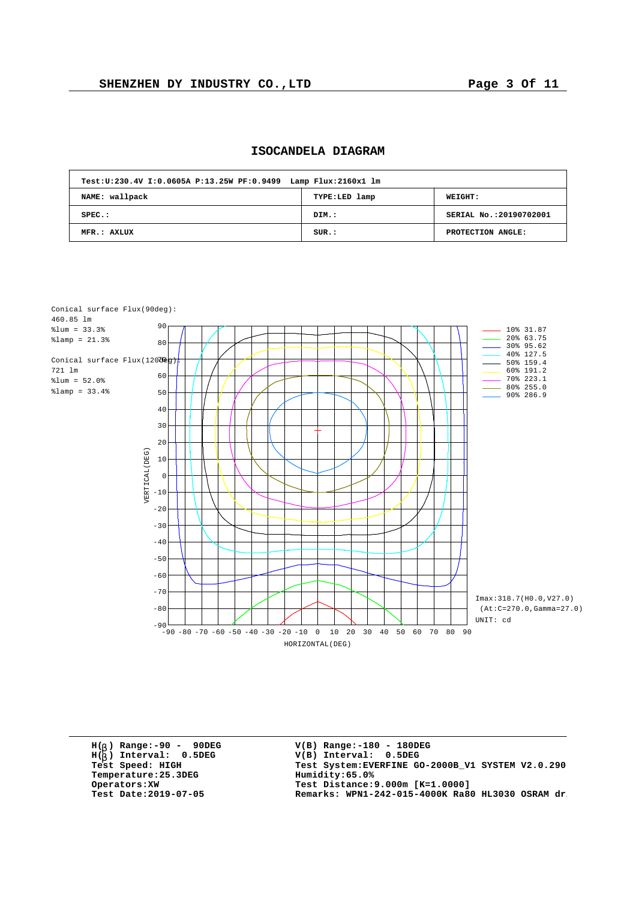# ISOCANDELA DIAGRAM

| Test:U:230.4V I:0.0605A P:13.25W PF:0.9499 Lamp Flux:2160x1 lm | | |
|---|---|---|
| NAME: wallpack | TYPE:LED lamp | WEIGHT: |
| SPEC.: | DIM.: | SERIAL No.:20190702001 |
| MFR.: AXLUX | SUR.: | PROTECTION ANGLE: |

Conical surface Flux(90deg):
460.85 lm
%lum = 33.3%
%lamp = 21.3%

Conical surface Flux(120deg):
721 lm
%lum = 52.0%
%lamp = 33.4%

| Level | cd |
|---|---|
| 10% | 31.87 |
| 20% | 63.75 |
| 30% | 95.62 |
| 40% | 127.5 |
| 50% | 159.4 |
| 60% | 191.2 |
| 70% | 223.1 |
| 80% | 255.0 |
| 90% | 286.9 |

Imax:318.7(H0.0,V27.0)
(At:C=270.0,Gamma=27.0)
UNIT: cd

VERTICAL(DEG) / HORIZONTAL(DEG)

H(β) Range:-90 - 90DEG
H(β) Interval: 0.5DEG
Test Speed: HIGH
Temperature:25.3DEG
Operators:XW
Test Date:2019-07-05

V(B) Range:-180 - 180DEG
V(B) Interval: 0.5DEG
Test System:EVERFINE GO-2000B_V1 SYSTEM V2.0.290
Humidity:65.0%
Test Distance:9.000m [K=1.0000]
Remarks: WPN1-242-015-4000K Ra80 HL3030 OSRAM dr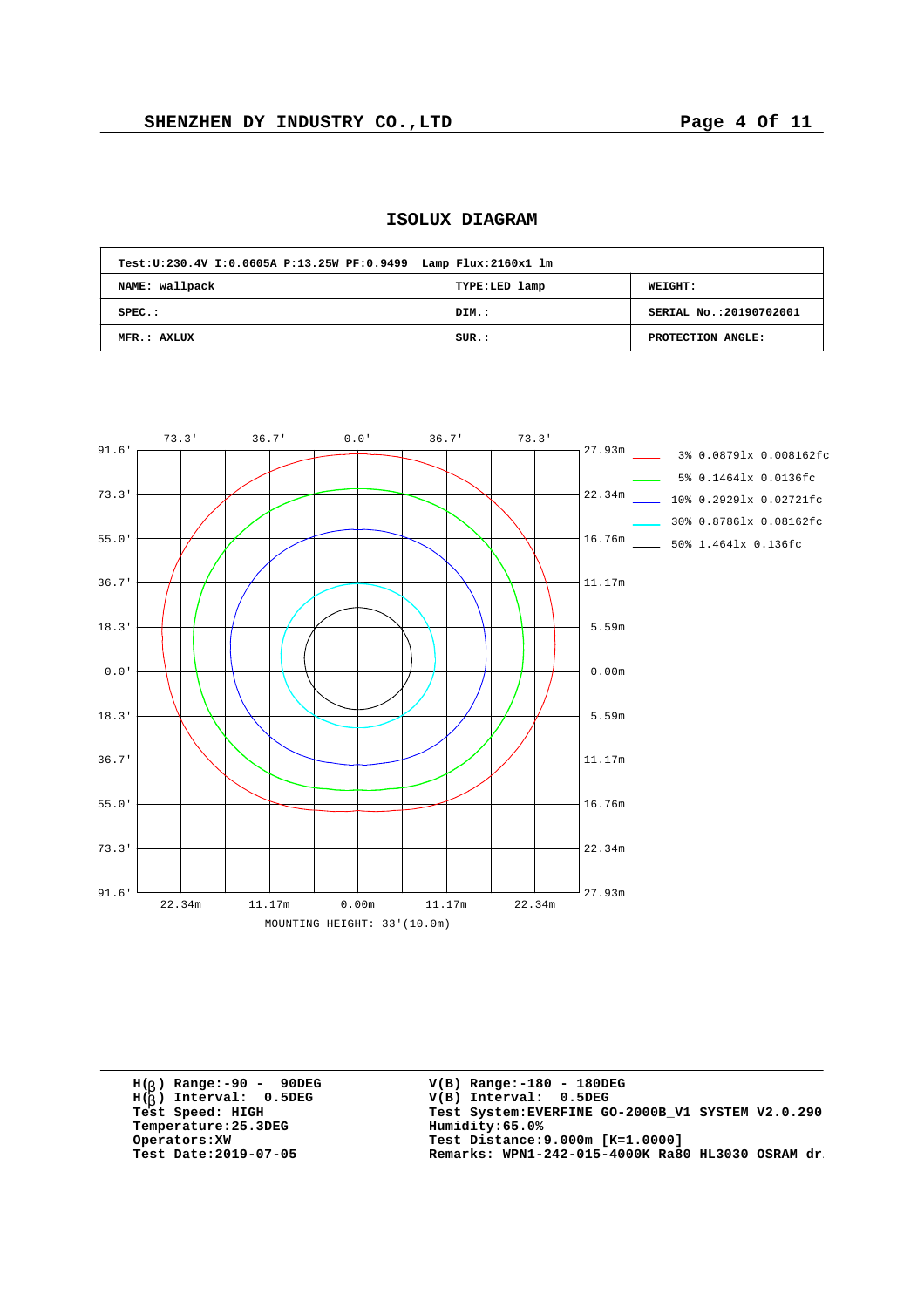## ISOLUX DIAGRAM

| Test:U:230.4V I:0.0605A P:13.25W PF:0.9499 Lamp Flux:2160x1 lm | | |
|---|---|---|
| NAME: wallpack | TYPE:LED lamp | WEIGHT: |
| SPEC.: | DIM.: | SERIAL No.:20190702001 |
| MFR.: AXLUX | SUR.: | PROTECTION ANGLE: |

3% 0.0879lx 0.008162fc
5% 0.1464lx 0.0136fc
10% 0.2929lx 0.02721fc
30% 0.8786lx 0.08162fc
50% 1.464lx 0.136fc

MOUNTING HEIGHT: 33'(10.0m)

H(β) Range:-90 - 90DEG
H(β) Interval: 0.5DEG
Test Speed: HIGH
Temperature:25.3DEG
Operators:XW
Test Date:2019-07-05

V(B) Range:-180 - 180DEG
V(B) Interval: 0.5DEG
Test System:EVERFINE GO-2000B_V1 SYSTEM V2.0.290
Humidity:65.0%
Test Distance:9.000m [K=1.0000]
Remarks: WPN1-242-015-4000K Ra80 HL3030 OSRAM dr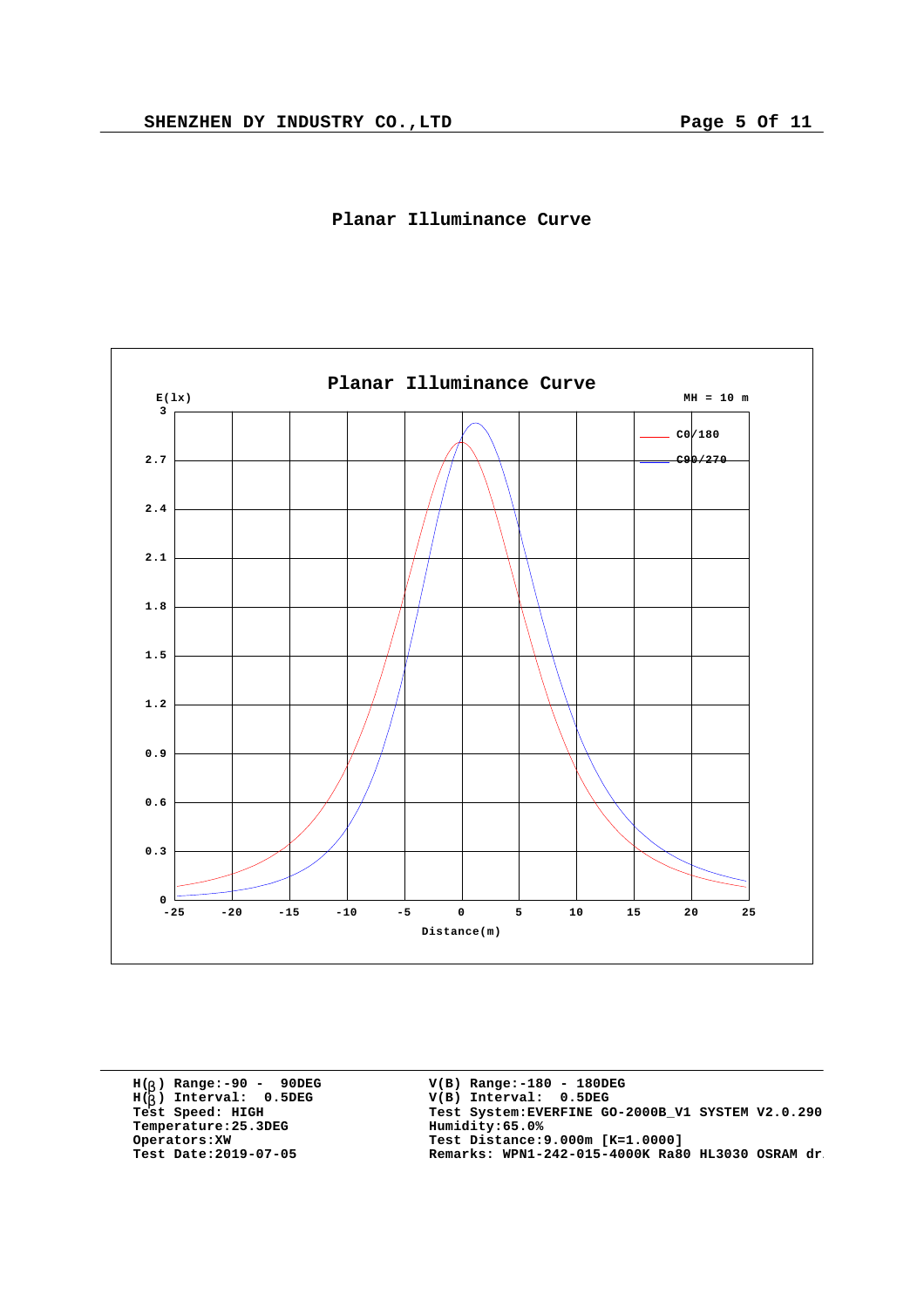# Planar Illuminance Curve

Planar Illuminance Curve

E(lx)

MH = 10 m

C0/180

C90/270

3
2.7
2.4
2.1
1.8
1.5
1.2
0.9
0.6
0.3
0

-25 -20 -15 -10 -5 0 5 10 15 20 25

Distance(m)

H(β) Range:-90 - 90DEG
H(β) Interval: 0.5DEG
Test Speed: HIGH
Temperature:25.3DEG
Operators:XW
Test Date:2019-07-05

V(B) Range:-180 - 180DEG
V(B) Interval: 0.5DEG
Test System:EVERFINE GO-2000B_V1 SYSTEM V2.0.290
Humidity:65.0%
Test Distance:9.000m [K=1.0000]
Remarks: WPN1-242-015-4000K Ra80 HL3030 OSRAM dr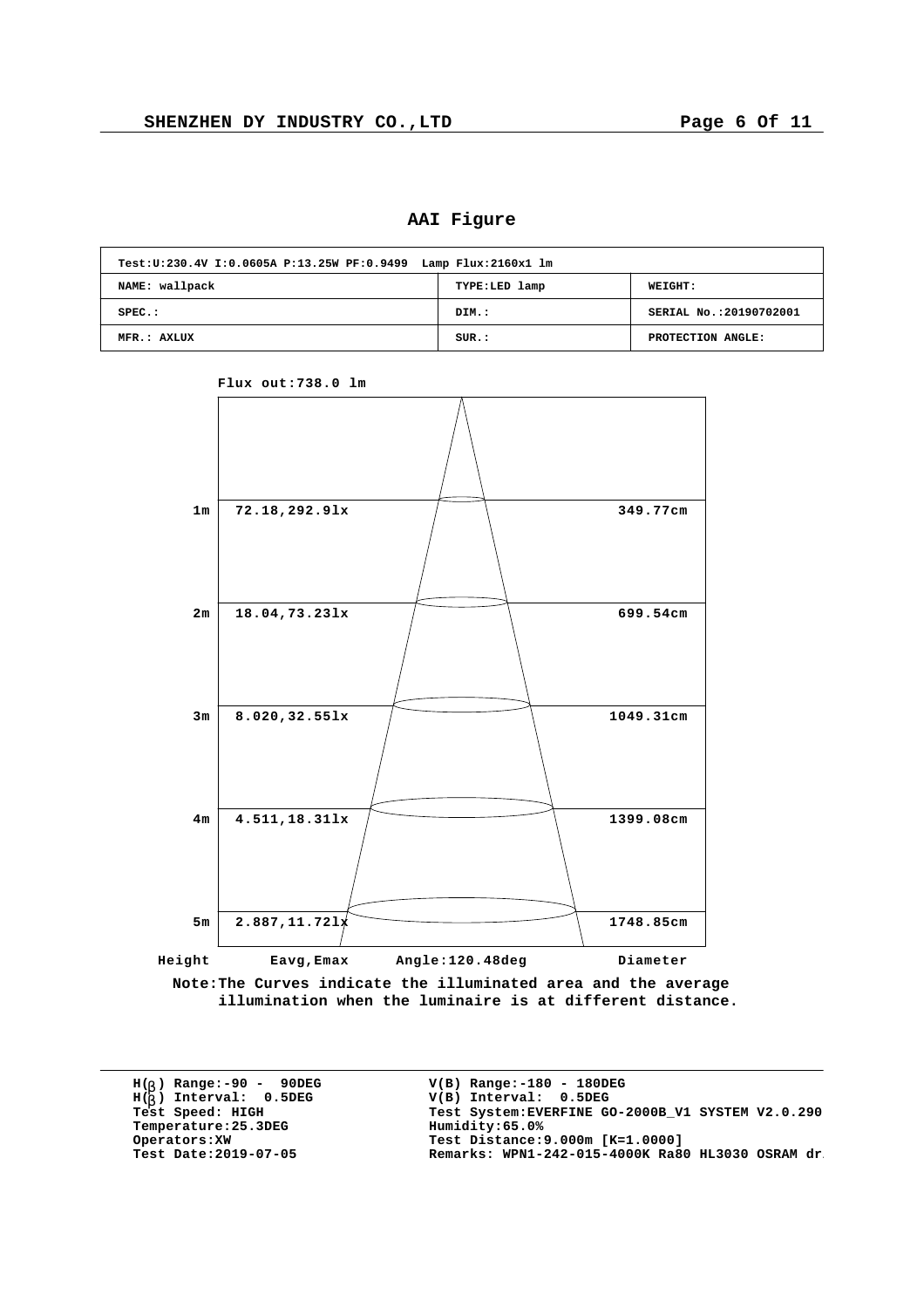## AAI Figure

| Test:U:230.4V I:0.0605A P:13.25W PF:0.9499 Lamp Flux:2160x1 lm | | |
|---|---|---|
| NAME: wallpack | TYPE:LED lamp | WEIGHT: |
| SPEC.: | DIM.: | SERIAL No.:20190702001 |
| MFR.: AXLUX | SUR.: | PROTECTION ANGLE: |

Flux out:738.0 lm

| Height | Eavg,Emax | Diameter |
|---|---|---|
| 1m | 72.18,292.9lx | 349.77cm |
| 2m | 18.04,73.23lx | 699.54cm |
| 3m | 8.020,32.55lx | 1049.31cm |
| 4m | 4.511,18.31lx | 1399.08cm |
| 5m | 2.887,11.72lx | 1748.85cm |

Angle:120.48deg

Note:The Curves indicate the illuminated area and the average illumination when the luminaire is at different distance.

H(β) Range:-90 - 90DEG
H(β) Interval: 0.5DEG
Test Speed: HIGH
Temperature:25.3DEG
Operators:XW
Test Date:2019-07-05

V(B) Range:-180 - 180DEG
V(B) Interval: 0.5DEG
Test System:EVERFINE GO-2000B_V1 SYSTEM V2.0.290
Humidity:65.0%
Test Distance:9.000m [K=1.0000]
Remarks: WPN1-242-015-4000K Ra80 HL3030 OSRAM dr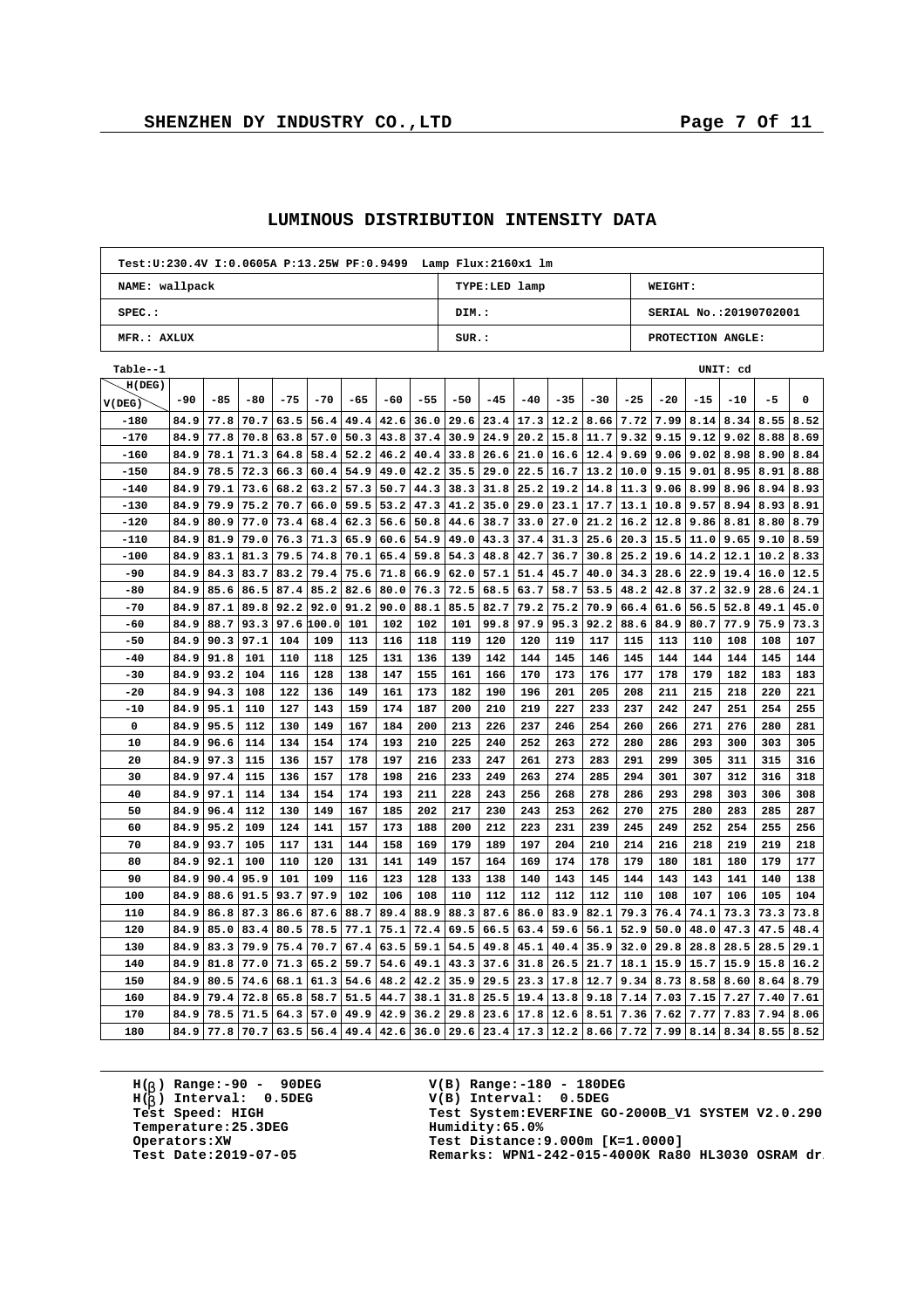## LUMINOUS DISTRIBUTION INTENSITY DATA

| Test:U:230.4V I:0.0605A P:13.25W PF:0.9499 Lamp Flux:2160x1 lm | | |
|---|---|---|
| NAME: wallpack | TYPE:LED lamp | WEIGHT: |
| SPEC.: | DIM.: | SERIAL No.:20190702001 |
| MFR.: AXLUX | SUR.: | PROTECTION ANGLE: |

Table--1 UNIT: cd

| V(DEG) \ H(DEG) | -90 | -85 | -80 | -75 | -70 | -65 | -60 | -55 | -50 | -45 | -40 | -35 | -30 | -25 | -20 | -15 | -10 | -5 | 0 |
|---|---|---|---|---|---|---|---|---|---|---|---|---|---|---|---|---|---|---|---|
| -180 | 84.9 | 77.8 | 70.7 | 63.5 | 56.4 | 49.4 | 42.6 | 36.0 | 29.6 | 23.4 | 17.3 | 12.2 | 8.66 | 7.72 | 7.99 | 8.14 | 8.34 | 8.55 | 8.52 |
| -170 | 84.9 | 77.8 | 70.8 | 63.8 | 57.0 | 50.3 | 43.8 | 37.4 | 30.9 | 24.9 | 20.2 | 15.8 | 11.7 | 9.32 | 9.15 | 9.12 | 9.02 | 8.88 | 8.69 |
| -160 | 84.9 | 78.1 | 71.3 | 64.8 | 58.4 | 52.2 | 46.2 | 40.4 | 33.8 | 26.6 | 21.0 | 16.6 | 12.4 | 9.69 | 9.06 | 9.02 | 8.98 | 8.90 | 8.84 |
| -150 | 84.9 | 78.5 | 72.3 | 66.3 | 60.4 | 54.9 | 49.0 | 42.2 | 35.5 | 29.0 | 22.5 | 16.7 | 13.2 | 10.0 | 9.15 | 9.01 | 8.95 | 8.91 | 8.88 |
| -140 | 84.9 | 79.1 | 73.6 | 68.2 | 63.2 | 57.3 | 50.7 | 44.3 | 38.3 | 31.8 | 25.2 | 19.2 | 14.8 | 11.3 | 9.06 | 8.99 | 8.96 | 8.94 | 8.93 |
| -130 | 84.9 | 79.9 | 75.2 | 70.7 | 66.0 | 59.5 | 53.2 | 47.3 | 41.2 | 35.0 | 29.0 | 23.1 | 17.7 | 13.1 | 10.8 | 9.57 | 8.94 | 8.93 | 8.91 |
| -120 | 84.9 | 80.9 | 77.0 | 73.4 | 68.4 | 62.3 | 56.6 | 50.8 | 44.6 | 38.7 | 33.0 | 27.0 | 21.2 | 16.2 | 12.8 | 9.86 | 8.81 | 8.80 | 8.79 |
| -110 | 84.9 | 81.9 | 79.0 | 76.3 | 71.3 | 65.9 | 60.6 | 54.9 | 49.0 | 43.3 | 37.4 | 31.3 | 25.6 | 20.3 | 15.5 | 11.0 | 9.65 | 9.10 | 8.59 |
| -100 | 84.9 | 83.1 | 81.3 | 79.5 | 74.8 | 70.1 | 65.4 | 59.8 | 54.3 | 48.8 | 42.7 | 36.7 | 30.8 | 25.2 | 19.6 | 14.2 | 12.1 | 10.2 | 8.33 |
| -90 | 84.9 | 84.3 | 83.7 | 83.2 | 79.4 | 75.6 | 71.8 | 66.9 | 62.0 | 57.1 | 51.4 | 45.7 | 40.0 | 34.3 | 28.6 | 22.9 | 19.4 | 16.0 | 12.5 |
| -80 | 84.9 | 85.6 | 86.5 | 87.4 | 85.2 | 82.6 | 80.0 | 76.3 | 72.5 | 68.5 | 63.7 | 58.7 | 53.5 | 48.2 | 42.8 | 37.2 | 32.9 | 28.6 | 24.1 |
| -70 | 84.9 | 87.1 | 89.8 | 92.2 | 92.0 | 91.2 | 90.0 | 88.1 | 85.5 | 82.7 | 79.2 | 75.2 | 70.9 | 66.4 | 61.6 | 56.5 | 52.8 | 49.1 | 45.0 |
| -60 | 84.9 | 88.7 | 93.3 | 97.6 | 100.0 | 101 | 102 | 102 | 101 | 99.8 | 97.9 | 95.3 | 92.2 | 88.6 | 84.9 | 80.7 | 77.9 | 75.9 | 73.3 |
| -50 | 84.9 | 90.3 | 97.1 | 104 | 109 | 113 | 116 | 118 | 119 | 120 | 120 | 119 | 117 | 115 | 113 | 110 | 108 | 108 | 107 |
| -40 | 84.9 | 91.8 | 101 | 110 | 118 | 125 | 131 | 136 | 139 | 142 | 144 | 145 | 146 | 145 | 144 | 144 | 144 | 145 | 144 |
| -30 | 84.9 | 93.2 | 104 | 116 | 128 | 138 | 147 | 155 | 161 | 166 | 170 | 173 | 176 | 177 | 178 | 179 | 182 | 183 | 183 |
| -20 | 84.9 | 94.3 | 108 | 122 | 136 | 149 | 161 | 173 | 182 | 190 | 196 | 201 | 205 | 208 | 211 | 215 | 218 | 220 | 221 |
| -10 | 84.9 | 95.1 | 110 | 127 | 143 | 159 | 174 | 187 | 200 | 210 | 219 | 227 | 233 | 237 | 242 | 247 | 251 | 254 | 255 |
| 0 | 84.9 | 95.5 | 112 | 130 | 149 | 167 | 184 | 200 | 213 | 226 | 237 | 246 | 254 | 260 | 266 | 271 | 276 | 280 | 281 |
| 10 | 84.9 | 96.6 | 114 | 134 | 154 | 174 | 193 | 210 | 225 | 240 | 252 | 263 | 272 | 280 | 286 | 293 | 300 | 303 | 305 |
| 20 | 84.9 | 97.3 | 115 | 136 | 157 | 178 | 197 | 216 | 233 | 247 | 261 | 273 | 283 | 291 | 299 | 305 | 311 | 315 | 316 |
| 30 | 84.9 | 97.4 | 115 | 136 | 157 | 178 | 198 | 216 | 233 | 249 | 263 | 274 | 285 | 294 | 301 | 307 | 312 | 316 | 318 |
| 40 | 84.9 | 97.1 | 114 | 134 | 154 | 174 | 193 | 211 | 228 | 243 | 256 | 268 | 278 | 286 | 293 | 298 | 303 | 306 | 308 |
| 50 | 84.9 | 96.4 | 112 | 130 | 149 | 167 | 185 | 202 | 217 | 230 | 243 | 253 | 262 | 270 | 275 | 280 | 283 | 285 | 287 |
| 60 | 84.9 | 95.2 | 109 | 124 | 141 | 157 | 173 | 188 | 200 | 212 | 223 | 231 | 239 | 245 | 249 | 252 | 254 | 255 | 256 |
| 70 | 84.9 | 93.7 | 105 | 117 | 131 | 144 | 158 | 169 | 179 | 189 | 197 | 204 | 210 | 214 | 216 | 218 | 219 | 219 | 218 |
| 80 | 84.9 | 92.1 | 100 | 110 | 120 | 131 | 141 | 149 | 157 | 164 | 169 | 174 | 178 | 179 | 180 | 181 | 180 | 179 | 177 |
| 90 | 84.9 | 90.4 | 95.9 | 101 | 109 | 116 | 123 | 128 | 133 | 138 | 140 | 143 | 145 | 144 | 143 | 143 | 141 | 140 | 138 |
| 100 | 84.9 | 88.6 | 91.5 | 93.7 | 97.9 | 102 | 106 | 108 | 110 | 112 | 112 | 112 | 112 | 110 | 108 | 107 | 106 | 105 | 104 |
| 110 | 84.9 | 86.8 | 87.3 | 86.6 | 87.6 | 88.7 | 89.4 | 88.9 | 88.3 | 87.6 | 86.0 | 83.9 | 82.1 | 79.3 | 76.4 | 74.1 | 73.3 | 73.3 | 73.8 |
| 120 | 84.9 | 85.0 | 83.4 | 80.5 | 78.5 | 77.1 | 75.1 | 72.4 | 69.5 | 66.5 | 63.4 | 59.6 | 56.1 | 52.9 | 50.0 | 48.0 | 47.3 | 47.5 | 48.4 |
| 130 | 84.9 | 83.3 | 79.9 | 75.4 | 70.7 | 67.4 | 63.5 | 59.1 | 54.5 | 49.8 | 45.1 | 40.4 | 35.9 | 32.0 | 29.8 | 28.8 | 28.5 | 28.5 | 29.1 |
| 140 | 84.9 | 81.8 | 77.0 | 71.3 | 65.2 | 59.7 | 54.6 | 49.1 | 43.3 | 37.6 | 31.8 | 26.5 | 21.7 | 18.1 | 15.9 | 15.7 | 15.9 | 15.8 | 16.2 |
| 150 | 84.9 | 80.5 | 74.6 | 68.1 | 61.3 | 54.6 | 48.2 | 42.2 | 35.9 | 29.5 | 23.3 | 17.8 | 12.7 | 9.34 | 8.73 | 8.58 | 8.60 | 8.64 | 8.79 |
| 160 | 84.9 | 79.4 | 72.8 | 65.8 | 58.7 | 51.5 | 44.7 | 38.1 | 31.8 | 25.5 | 19.4 | 13.8 | 9.18 | 7.14 | 7.03 | 7.15 | 7.27 | 7.40 | 7.61 |
| 170 | 84.9 | 78.5 | 71.5 | 64.3 | 57.0 | 49.9 | 42.9 | 36.2 | 29.8 | 23.6 | 17.8 | 12.6 | 8.51 | 7.36 | 7.62 | 7.77 | 7.83 | 7.94 | 8.06 |
| 180 | 84.9 | 77.8 | 70.7 | 63.5 | 56.4 | 49.4 | 42.6 | 36.0 | 29.6 | 23.4 | 17.3 | 12.2 | 8.66 | 7.72 | 7.99 | 8.14 | 8.34 | 8.55 | 8.52 |

H(β) Range:-90 - 90DEG
H(β) Interval: 0.5DEG
Test Speed: HIGH
Temperature:25.3DEG
Operators:XW
Test Date:2019-07-05

V(B) Range:-180 - 180DEG
V(B) Interval: 0.5DEG
Test System:EVERFINE GO-2000B_V1 SYSTEM V2.0.290
Humidity:65.0%
Test Distance:9.000m [K=1.0000]
Remarks: WPN1-242-015-4000K Ra80 HL3030 OSRAM dr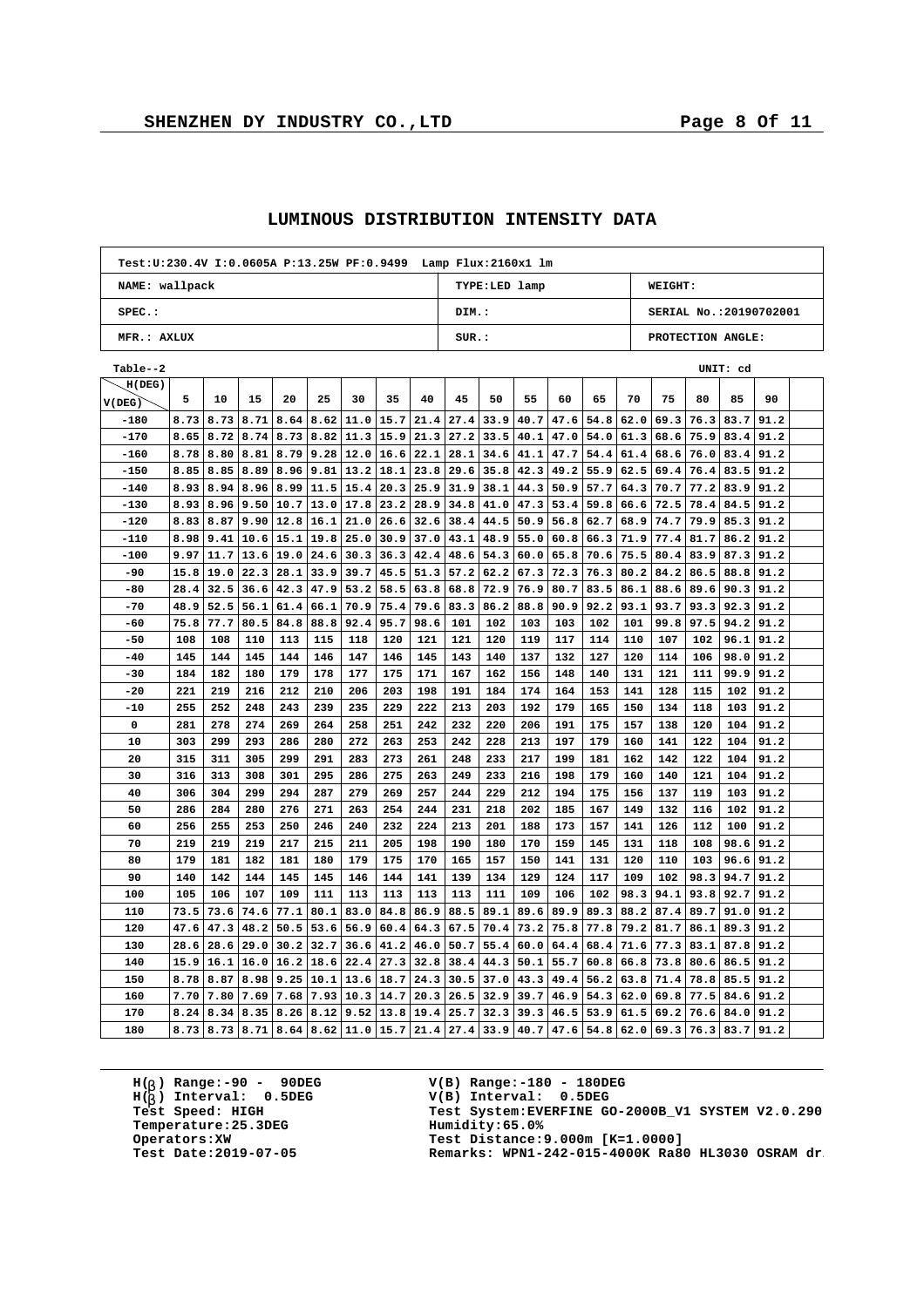# LUMINOUS DISTRIBUTION INTENSITY DATA

| Test:U:230.4V I:0.0605A P:13.25W PF:0.9499 Lamp Flux:2160x1 lm | | |
|---|---|---|
| NAME: wallpack | TYPE:LED lamp | WEIGHT: |
| SPEC.: | DIM.: | SERIAL No.:20190702001 |
| MFR.: AXLUX | SUR.: | PROTECTION ANGLE: |

Table--2 UNIT: cd

| V(DEG) \ H(DEG) | 5 | 10 | 15 | 20 | 25 | 30 | 35 | 40 | 45 | 50 | 55 | 60 | 65 | 70 | 75 | 80 | 85 | 90 |
|---|---|---|---|---|---|---|---|---|---|---|---|---|---|---|---|---|---|---|
| -180 | 8.73 | 8.73 | 8.71 | 8.64 | 8.62 | 11.0 | 15.7 | 21.4 | 27.4 | 33.9 | 40.7 | 47.6 | 54.8 | 62.0 | 69.3 | 76.3 | 83.7 | 91.2 |
| -170 | 8.65 | 8.72 | 8.74 | 8.73 | 8.82 | 11.3 | 15.9 | 21.3 | 27.2 | 33.5 | 40.1 | 47.0 | 54.0 | 61.3 | 68.6 | 75.9 | 83.4 | 91.2 |
| -160 | 8.78 | 8.80 | 8.81 | 8.79 | 9.28 | 12.0 | 16.6 | 22.1 | 28.1 | 34.6 | 41.1 | 47.7 | 54.4 | 61.4 | 68.6 | 76.0 | 83.4 | 91.2 |
| -150 | 8.85 | 8.85 | 8.89 | 8.96 | 9.81 | 13.2 | 18.1 | 23.8 | 29.6 | 35.8 | 42.3 | 49.2 | 55.9 | 62.5 | 69.4 | 76.4 | 83.5 | 91.2 |
| -140 | 8.93 | 8.94 | 8.96 | 8.99 | 11.5 | 15.4 | 20.3 | 25.9 | 31.9 | 38.1 | 44.3 | 50.9 | 57.7 | 64.3 | 70.7 | 77.2 | 83.9 | 91.2 |
| -130 | 8.93 | 8.96 | 9.50 | 10.7 | 13.0 | 17.8 | 23.2 | 28.9 | 34.8 | 41.0 | 47.3 | 53.4 | 59.8 | 66.6 | 72.5 | 78.4 | 84.5 | 91.2 |
| -120 | 8.83 | 8.87 | 9.90 | 12.8 | 16.1 | 21.0 | 26.6 | 32.6 | 38.4 | 44.5 | 50.9 | 56.8 | 62.7 | 68.9 | 74.7 | 79.9 | 85.3 | 91.2 |
| -110 | 8.98 | 9.41 | 10.6 | 15.1 | 19.8 | 25.0 | 30.9 | 37.0 | 43.1 | 48.9 | 55.0 | 60.8 | 66.3 | 71.9 | 77.4 | 81.7 | 86.2 | 91.2 |
| -100 | 9.97 | 11.7 | 13.6 | 19.0 | 24.6 | 30.3 | 36.3 | 42.4 | 48.6 | 54.3 | 60.0 | 65.8 | 70.6 | 75.5 | 80.4 | 83.9 | 87.3 | 91.2 |
| -90 | 15.8 | 19.0 | 22.3 | 28.1 | 33.9 | 39.7 | 45.5 | 51.3 | 57.2 | 62.2 | 67.3 | 72.3 | 76.3 | 80.2 | 84.2 | 86.5 | 88.8 | 91.2 |
| -80 | 28.4 | 32.5 | 36.6 | 42.3 | 47.9 | 53.2 | 58.5 | 63.8 | 68.8 | 72.9 | 76.9 | 80.7 | 83.5 | 86.1 | 88.6 | 89.6 | 90.3 | 91.2 |
| -70 | 48.9 | 52.5 | 56.1 | 61.4 | 66.1 | 70.9 | 75.4 | 79.6 | 83.3 | 86.2 | 88.8 | 90.9 | 92.2 | 93.1 | 93.7 | 93.3 | 92.3 | 91.2 |
| -60 | 75.8 | 77.7 | 80.5 | 84.8 | 88.8 | 92.4 | 95.7 | 98.6 | 101 | 102 | 103 | 103 | 102 | 101 | 99.8 | 97.5 | 94.2 | 91.2 |
| -50 | 108 | 108 | 110 | 113 | 115 | 118 | 120 | 121 | 121 | 120 | 119 | 117 | 114 | 110 | 107 | 102 | 96.1 | 91.2 |
| -40 | 145 | 144 | 145 | 144 | 146 | 147 | 146 | 145 | 143 | 140 | 137 | 132 | 127 | 120 | 114 | 106 | 98.0 | 91.2 |
| -30 | 184 | 182 | 180 | 179 | 178 | 177 | 175 | 171 | 167 | 162 | 156 | 148 | 140 | 131 | 121 | 111 | 99.9 | 91.2 |
| -20 | 221 | 219 | 216 | 212 | 210 | 206 | 203 | 198 | 191 | 184 | 174 | 164 | 153 | 141 | 128 | 115 | 102 | 91.2 |
| -10 | 255 | 252 | 248 | 243 | 239 | 235 | 229 | 222 | 213 | 203 | 192 | 179 | 165 | 150 | 134 | 118 | 103 | 91.2 |
| 0 | 281 | 278 | 274 | 269 | 264 | 258 | 251 | 242 | 232 | 220 | 206 | 191 | 175 | 157 | 138 | 120 | 104 | 91.2 |
| 10 | 303 | 299 | 293 | 286 | 280 | 272 | 263 | 253 | 242 | 228 | 213 | 197 | 179 | 160 | 141 | 122 | 104 | 91.2 |
| 20 | 315 | 311 | 305 | 299 | 291 | 283 | 273 | 261 | 248 | 233 | 217 | 199 | 181 | 162 | 142 | 122 | 104 | 91.2 |
| 30 | 316 | 313 | 308 | 301 | 295 | 286 | 275 | 263 | 249 | 233 | 216 | 198 | 179 | 160 | 140 | 121 | 104 | 91.2 |
| 40 | 306 | 304 | 299 | 294 | 287 | 279 | 269 | 257 | 244 | 229 | 212 | 194 | 175 | 156 | 137 | 119 | 103 | 91.2 |
| 50 | 286 | 284 | 280 | 276 | 271 | 263 | 254 | 244 | 231 | 218 | 202 | 185 | 167 | 149 | 132 | 116 | 102 | 91.2 |
| 60 | 256 | 255 | 253 | 250 | 246 | 240 | 232 | 224 | 213 | 201 | 188 | 173 | 157 | 141 | 126 | 112 | 100 | 91.2 |
| 70 | 219 | 219 | 219 | 217 | 215 | 211 | 205 | 198 | 190 | 180 | 170 | 159 | 145 | 131 | 118 | 108 | 98.6 | 91.2 |
| 80 | 179 | 181 | 182 | 181 | 180 | 179 | 175 | 170 | 165 | 157 | 150 | 141 | 131 | 120 | 110 | 103 | 96.6 | 91.2 |
| 90 | 140 | 142 | 144 | 145 | 145 | 146 | 144 | 141 | 139 | 134 | 129 | 124 | 117 | 109 | 102 | 98.3 | 94.7 | 91.2 |
| 100 | 105 | 106 | 107 | 109 | 111 | 113 | 113 | 113 | 113 | 111 | 109 | 106 | 102 | 98.3 | 94.1 | 93.8 | 92.7 | 91.2 |
| 110 | 73.5 | 73.6 | 74.6 | 77.1 | 80.1 | 83.0 | 84.8 | 86.9 | 88.5 | 89.1 | 89.6 | 89.9 | 89.3 | 88.2 | 87.4 | 89.7 | 91.0 | 91.2 |
| 120 | 47.6 | 47.3 | 48.2 | 50.5 | 53.6 | 56.9 | 60.4 | 64.3 | 67.5 | 70.4 | 73.2 | 75.8 | 77.8 | 79.2 | 81.7 | 86.1 | 89.3 | 91.2 |
| 130 | 28.6 | 28.6 | 29.0 | 30.2 | 32.7 | 36.6 | 41.2 | 46.0 | 50.7 | 55.4 | 60.0 | 64.4 | 68.4 | 71.6 | 77.3 | 83.1 | 87.8 | 91.2 |
| 140 | 15.9 | 16.1 | 16.0 | 16.2 | 18.6 | 22.4 | 27.3 | 32.8 | 38.4 | 44.3 | 50.1 | 55.7 | 60.8 | 66.8 | 73.8 | 80.6 | 86.5 | 91.2 |
| 150 | 8.78 | 8.87 | 8.98 | 9.25 | 10.1 | 13.6 | 18.7 | 24.3 | 30.5 | 37.0 | 43.3 | 49.4 | 56.2 | 63.8 | 71.4 | 78.8 | 85.5 | 91.2 |
| 160 | 7.70 | 7.80 | 7.69 | 7.68 | 7.93 | 10.3 | 14.7 | 20.3 | 26.5 | 32.9 | 39.7 | 46.9 | 54.3 | 62.0 | 69.8 | 77.5 | 84.6 | 91.2 |
| 170 | 8.24 | 8.34 | 8.35 | 8.26 | 8.12 | 9.52 | 13.8 | 19.4 | 25.7 | 32.3 | 39.3 | 46.5 | 53.9 | 61.5 | 69.2 | 76.6 | 84.0 | 91.2 |
| 180 | 8.73 | 8.73 | 8.71 | 8.64 | 8.62 | 11.0 | 15.7 | 21.4 | 27.4 | 33.9 | 40.7 | 47.6 | 54.8 | 62.0 | 69.3 | 76.3 | 83.7 | 91.2 |

H(β) Range:-90 - 90DEG
H(β) Interval: 0.5DEG
Test Speed: HIGH
Temperature:25.3DEG
Operators:XW
Test Date:2019-07-05

V(B) Range:-180 - 180DEG
V(B) Interval: 0.5DEG
Test System:EVERFINE GO-2000B_V1 SYSTEM V2.0.290
Humidity:65.0%
Test Distance:9.000m [K=1.0000]
Remarks: WPN1-242-015-4000K Ra80 HL3030 OSRAM dr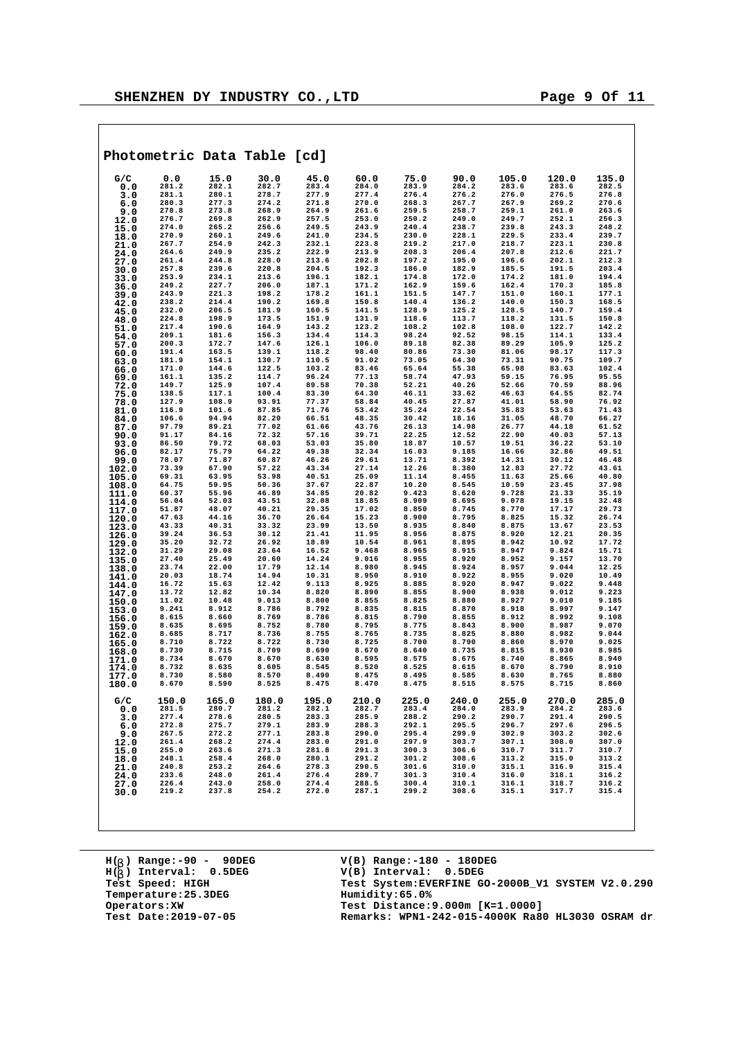## Photometric Data Table [cd]

| G/C | 0.0 | 15.0 | 30.0 | 45.0 | 60.0 | 75.0 | 90.0 | 105.0 | 120.0 | 135.0 |
|---|---|---|---|---|---|---|---|---|---|---|
| 0.0 | 281.2 | 282.1 | 282.7 | 283.4 | 284.0 | 283.9 | 284.2 | 283.6 | 283.6 | 282.5 |
| 3.0 | 281.1 | 280.1 | 278.7 | 277.9 | 277.4 | 276.4 | 276.2 | 276.0 | 276.5 | 276.8 |
| 6.0 | 280.3 | 277.3 | 274.2 | 271.8 | 270.0 | 268.3 | 267.7 | 267.9 | 269.2 | 270.6 |
| 9.0 | 278.8 | 273.8 | 268.9 | 264.9 | 261.6 | 259.5 | 258.7 | 259.1 | 261.0 | 263.6 |
| 12.0 | 276.7 | 269.8 | 262.9 | 257.5 | 253.0 | 250.2 | 249.0 | 249.7 | 252.1 | 256.3 |
| 15.0 | 274.0 | 265.2 | 256.6 | 249.5 | 243.9 | 240.4 | 238.7 | 239.8 | 243.3 | 248.2 |
| 18.0 | 270.9 | 260.1 | 249.6 | 241.0 | 234.5 | 230.0 | 228.1 | 229.5 | 233.4 | 239.7 |
| 21.0 | 267.7 | 254.9 | 242.3 | 232.1 | 223.8 | 219.2 | 217.0 | 218.7 | 223.1 | 230.8 |
| 24.0 | 264.6 | 249.9 | 235.2 | 222.9 | 213.9 | 208.3 | 206.4 | 207.8 | 212.6 | 221.7 |
| 27.0 | 261.4 | 244.8 | 228.0 | 213.6 | 202.8 | 197.2 | 195.0 | 196.6 | 202.1 | 212.3 |
| 30.0 | 257.8 | 239.6 | 220.8 | 204.5 | 192.3 | 186.0 | 182.9 | 185.5 | 191.5 | 203.4 |
| 33.0 | 253.9 | 234.1 | 213.6 | 196.1 | 182.1 | 174.8 | 172.0 | 174.2 | 181.0 | 194.4 |
| 36.0 | 249.2 | 227.7 | 206.0 | 187.1 | 171.2 | 162.9 | 159.6 | 162.4 | 170.3 | 185.8 |
| 39.0 | 243.9 | 221.3 | 198.2 | 178.2 | 161.1 | 151.5 | 147.7 | 151.0 | 160.1 | 177.1 |
| 42.0 | 238.2 | 214.4 | 190.2 | 169.8 | 150.8 | 140.4 | 136.2 | 140.0 | 150.3 | 168.5 |
| 45.0 | 232.0 | 206.5 | 181.9 | 160.5 | 141.5 | 128.9 | 125.2 | 128.5 | 140.7 | 159.4 |
| 48.0 | 224.8 | 198.9 | 173.5 | 151.9 | 131.9 | 118.6 | 113.7 | 118.2 | 131.5 | 150.8 |
| 51.0 | 217.4 | 190.6 | 164.9 | 143.2 | 123.2 | 108.2 | 102.8 | 108.0 | 122.7 | 142.2 |
| 54.0 | 209.1 | 181.6 | 156.3 | 134.4 | 114.3 | 98.24 | 92.52 | 98.15 | 114.1 | 133.4 |
| 57.0 | 200.3 | 172.7 | 147.6 | 126.1 | 106.0 | 89.18 | 82.38 | 89.29 | 105.9 | 125.2 |
| 60.0 | 191.4 | 163.5 | 139.1 | 118.2 | 98.40 | 80.86 | 73.30 | 81.06 | 98.17 | 117.3 |
| 63.0 | 181.9 | 154.1 | 130.7 | 110.5 | 91.02 | 73.05 | 64.30 | 73.31 | 90.75 | 109.7 |
| 66.0 | 171.0 | 144.6 | 122.5 | 103.2 | 83.46 | 65.64 | 55.38 | 65.98 | 83.63 | 102.4 |
| 69.0 | 161.1 | 135.2 | 114.7 | 96.24 | 77.13 | 58.74 | 47.93 | 59.15 | 76.95 | 95.55 |
| 72.0 | 149.7 | 125.9 | 107.4 | 89.58 | 70.38 | 52.21 | 40.26 | 52.66 | 70.59 | 88.96 |
| 75.0 | 138.5 | 117.1 | 100.4 | 83.30 | 64.30 | 46.11 | 33.62 | 46.63 | 64.55 | 82.74 |
| 78.0 | 127.9 | 108.9 | 93.91 | 77.37 | 58.84 | 40.45 | 27.87 | 41.01 | 58.90 | 76.92 |
| 81.0 | 116.9 | 101.6 | 87.85 | 71.76 | 53.42 | 35.24 | 22.54 | 35.83 | 53.63 | 71.43 |
| 84.0 | 106.6 | 94.94 | 82.20 | 66.51 | 48.35 | 30.42 | 18.16 | 31.05 | 48.70 | 66.27 |
| 87.0 | 97.79 | 89.21 | 77.02 | 61.66 | 43.76 | 26.13 | 14.98 | 26.77 | 44.18 | 61.52 |
| 90.0 | 91.17 | 84.16 | 72.32 | 57.16 | 39.71 | 22.25 | 12.52 | 22.90 | 40.03 | 57.13 |
| 93.0 | 86.50 | 79.72 | 68.03 | 53.03 | 35.80 | 18.87 | 10.57 | 19.51 | 36.22 | 53.10 |
| 96.0 | 82.17 | 75.79 | 64.22 | 49.38 | 32.34 | 16.03 | 9.185 | 16.66 | 32.86 | 49.51 |
| 99.0 | 78.07 | 71.87 | 60.87 | 46.26 | 29.61 | 13.71 | 8.392 | 14.31 | 30.12 | 46.48 |
| 102.0 | 73.39 | 67.90 | 57.22 | 43.34 | 27.14 | 12.26 | 8.380 | 12.83 | 27.72 | 43.61 |
| 105.0 | 69.31 | 63.95 | 53.98 | 40.51 | 25.09 | 11.14 | 8.455 | 11.63 | 25.66 | 40.80 |
| 108.0 | 64.75 | 59.95 | 50.36 | 37.67 | 22.87 | 10.20 | 8.545 | 10.59 | 23.45 | 37.98 |
| 111.0 | 60.37 | 55.96 | 46.89 | 34.85 | 20.82 | 9.423 | 8.620 | 9.728 | 21.33 | 35.19 |
| 114.0 | 56.04 | 52.03 | 43.51 | 32.08 | 18.85 | 8.909 | 8.695 | 9.078 | 19.15 | 32.48 |
| 117.0 | 51.87 | 48.07 | 40.21 | 29.35 | 17.02 | 8.850 | 8.745 | 8.770 | 17.17 | 29.73 |
| 120.0 | 47.63 | 44.16 | 36.70 | 26.64 | 15.23 | 8.900 | 8.795 | 8.825 | 15.32 | 26.74 |
| 123.0 | 43.33 | 40.31 | 33.32 | 23.99 | 13.50 | 8.935 | 8.840 | 8.875 | 13.67 | 23.53 |
| 126.0 | 39.24 | 36.53 | 30.12 | 21.41 | 11.95 | 8.956 | 8.875 | 8.920 | 12.21 | 20.35 |
| 129.0 | 35.20 | 32.72 | 26.92 | 18.89 | 10.54 | 8.961 | 8.895 | 8.942 | 10.92 | 17.72 |
| 132.0 | 31.29 | 29.08 | 23.64 | 16.52 | 9.468 | 8.965 | 8.915 | 8.947 | 9.824 | 15.71 |
| 135.0 | 27.40 | 25.49 | 20.60 | 14.24 | 9.016 | 8.955 | 8.920 | 8.952 | 9.157 | 13.70 |
| 138.0 | 23.74 | 22.00 | 17.79 | 12.14 | 8.980 | 8.945 | 8.924 | 8.957 | 9.044 | 12.25 |
| 141.0 | 20.03 | 18.74 | 14.94 | 10.31 | 8.950 | 8.910 | 8.922 | 8.955 | 9.020 | 10.49 |
| 144.0 | 16.72 | 15.63 | 12.42 | 9.113 | 8.925 | 8.885 | 8.920 | 8.947 | 9.022 | 9.448 |
| 147.0 | 13.72 | 12.82 | 10.34 | 8.820 | 8.890 | 8.855 | 8.900 | 8.938 | 9.012 | 9.223 |
| 150.0 | 11.02 | 10.48 | 9.013 | 8.800 | 8.855 | 8.825 | 8.880 | 8.927 | 9.010 | 9.185 |
| 153.0 | 9.241 | 8.912 | 8.786 | 8.792 | 8.835 | 8.815 | 8.870 | 8.918 | 8.997 | 9.147 |
| 156.0 | 8.615 | 8.660 | 8.769 | 8.786 | 8.815 | 8.790 | 8.855 | 8.912 | 8.992 | 9.108 |
| 159.0 | 8.635 | 8.695 | 8.752 | 8.780 | 8.795 | 8.775 | 8.843 | 8.900 | 8.987 | 9.070 |
| 162.0 | 8.685 | 8.717 | 8.736 | 8.755 | 8.765 | 8.735 | 8.825 | 8.880 | 8.982 | 9.044 |
| 165.0 | 8.710 | 8.722 | 8.722 | 8.730 | 8.725 | 8.700 | 8.790 | 8.860 | 8.970 | 9.025 |
| 168.0 | 8.730 | 8.715 | 8.709 | 8.690 | 8.670 | 8.640 | 8.735 | 8.815 | 8.930 | 8.985 |
| 171.0 | 8.734 | 8.670 | 8.670 | 8.630 | 8.595 | 8.575 | 8.675 | 8.740 | 8.865 | 8.940 |
| 174.0 | 8.732 | 8.635 | 8.605 | 8.545 | 8.520 | 8.525 | 8.615 | 8.670 | 8.790 | 8.910 |
| 177.0 | 8.730 | 8.580 | 8.570 | 8.490 | 8.475 | 8.495 | 8.585 | 8.630 | 8.765 | 8.880 |
| 180.0 | 8.670 | 8.590 | 8.525 | 8.475 | 8.470 | 8.475 | 8.515 | 8.575 | 8.715 | 8.860 |

| G/C | 150.0 | 165.0 | 180.0 | 195.0 | 210.0 | 225.0 | 240.0 | 255.0 | 270.0 | 285.0 |
|---|---|---|---|---|---|---|---|---|---|---|
| 0.0 | 281.5 | 280.7 | 281.2 | 282.1 | 282.7 | 283.4 | 284.0 | 283.9 | 284.2 | 283.6 |
| 3.0 | 277.4 | 278.6 | 280.5 | 283.3 | 285.9 | 288.2 | 290.2 | 290.7 | 291.4 | 290.5 |
| 6.0 | 272.8 | 275.7 | 279.1 | 283.9 | 288.3 | 292.1 | 295.5 | 296.7 | 297.6 | 296.5 |
| 9.0 | 267.5 | 272.2 | 277.1 | 283.8 | 290.0 | 295.4 | 299.9 | 302.9 | 303.2 | 302.6 |
| 12.0 | 261.4 | 268.2 | 274.4 | 283.0 | 291.0 | 297.9 | 303.7 | 307.1 | 308.0 | 307.0 |
| 15.0 | 255.0 | 263.6 | 271.3 | 281.8 | 291.3 | 300.3 | 306.6 | 310.7 | 311.7 | 310.7 |
| 18.0 | 248.1 | 258.4 | 268.0 | 280.1 | 291.2 | 301.2 | 308.6 | 313.2 | 315.0 | 313.2 |
| 21.0 | 240.8 | 253.2 | 264.6 | 278.3 | 290.5 | 301.6 | 310.0 | 315.1 | 316.9 | 315.4 |
| 24.0 | 233.6 | 248.0 | 261.4 | 276.4 | 289.7 | 301.3 | 310.4 | 316.0 | 318.1 | 316.2 |
| 27.0 | 226.4 | 243.0 | 258.0 | 274.4 | 288.5 | 300.4 | 310.1 | 316.1 | 318.7 | 316.2 |
| 30.0 | 219.2 | 237.8 | 254.2 | 272.0 | 287.1 | 299.2 | 308.6 | 315.1 | 317.7 | 315.4 |

H(β) Range:-90 - 90DEG
H(β) Interval: 0.5DEG
Test Speed: HIGH
Temperature:25.3DEG
Operators:XW
Test Date:2019-07-05

V(B) Range:-180 - 180DEG
V(B) Interval: 0.5DEG
Test System:EVERFINE GO-2000B_V1 SYSTEM V2.0.290
Humidity:65.0%
Test Distance:9.000m [K=1.0000]
Remarks: WPN1-242-015-4000K Ra80 HL3030 OSRAM dr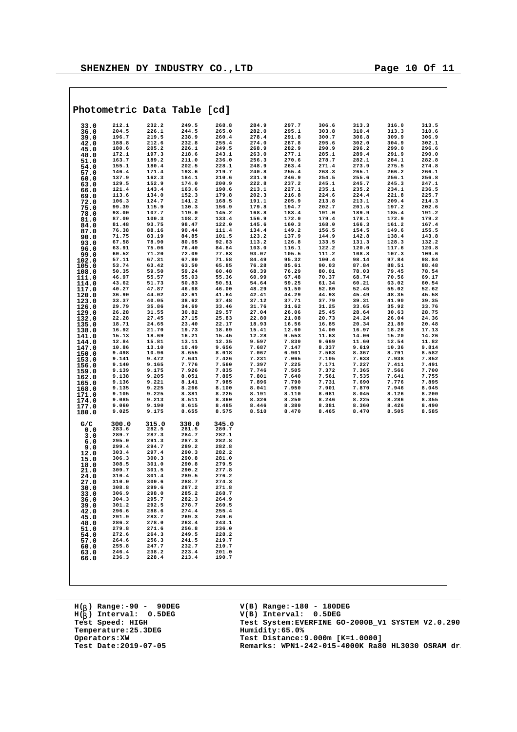## Photometric Data Table [cd]

| | | | | | | | | | | |
|---|---|---|---|---|---|---|---|---|---|---|
| 33.0 | 212.1 | 232.2 | 249.5 | 268.8 | 284.9 | 297.7 | 306.6 | 313.3 | 316.0 | 313.5 |
| 36.0 | 204.5 | 226.1 | 244.5 | 265.0 | 282.0 | 295.1 | 303.8 | 310.4 | 313.3 | 310.6 |
| 39.0 | 196.7 | 219.5 | 238.9 | 260.4 | 278.4 | 291.8 | 300.7 | 306.8 | 309.9 | 306.9 |
| 42.0 | 188.8 | 212.6 | 232.8 | 255.4 | 274.0 | 287.8 | 295.6 | 302.0 | 304.9 | 302.1 |
| 45.0 | 180.6 | 205.2 | 226.1 | 249.5 | 268.9 | 282.9 | 290.9 | 296.2 | 299.0 | 296.6 |
| 48.0 | 172.1 | 197.3 | 218.6 | 243.1 | 263.0 | 277.1 | 285.1 | 289.4 | 291.9 | 290.0 |
| 51.0 | 163.7 | 189.2 | 211.0 | 236.0 | 256.3 | 270.6 | 278.7 | 282.1 | 284.1 | 282.8 |
| 54.0 | 155.1 | 180.4 | 202.5 | 228.1 | 248.9 | 263.4 | 271.4 | 273.9 | 275.5 | 274.8 |
| 57.0 | 146.4 | 171.4 | 193.6 | 219.7 | 240.8 | 255.4 | 263.3 | 265.1 | 266.2 | 266.1 |
| 60.0 | 137.9 | 162.3 | 184.1 | 210.6 | 231.9 | 246.9 | 254.5 | 255.6 | 256.1 | 256.8 |
| 63.0 | 129.5 | 152.9 | 174.0 | 200.9 | 222.8 | 237.2 | 245.1 | 245.7 | 245.3 | 247.1 |
| 66.0 | 121.4 | 143.4 | 163.6 | 190.6 | 213.1 | 227.1 | 235.1 | 235.2 | 234.1 | 236.5 |
| 69.0 | 113.6 | 134.0 | 152.3 | 179.8 | 202.3 | 216.8 | 224.6 | 224.4 | 221.8 | 225.7 |
| 72.0 | 106.3 | 124.7 | 141.2 | 168.5 | 191.1 | 205.9 | 213.8 | 213.1 | 209.4 | 214.3 |
| 75.0 | 99.39 | 115.9 | 130.3 | 156.9 | 179.8 | 194.7 | 202.7 | 201.5 | 197.2 | 202.6 |
| 78.0 | 93.00 | 107.7 | 119.0 | 145.2 | 168.8 | 183.4 | 191.0 | 189.9 | 185.4 | 191.2 |
| 81.0 | 87.00 | 100.3 | 108.2 | 133.4 | 156.9 | 172.0 | 179.4 | 178.1 | 172.9 | 179.2 |
| 84.0 | 81.48 | 93.75 | 98.47 | 122.0 | 145.6 | 160.3 | 168.0 | 166.3 | 161.2 | 167.4 |
| 87.0 | 76.38 | 88.16 | 90.44 | 111.4 | 134.4 | 149.2 | 156.5 | 154.5 | 149.6 | 155.5 |
| 90.0 | 71.75 | 83.19 | 84.85 | 101.5 | 123.2 | 137.9 | 144.9 | 142.8 | 138.4 | 143.8 |
| 93.0 | 67.58 | 78.90 | 80.65 | 92.63 | 113.2 | 126.8 | 133.5 | 131.3 | 128.3 | 132.2 |
| 96.0 | 63.91 | 75.06 | 76.40 | 84.84 | 103.0 | 116.1 | 122.2 | 120.0 | 117.6 | 120.8 |
| 99.0 | 60.52 | 71.20 | 72.09 | 77.83 | 93.07 | 105.5 | 111.2 | 108.8 | 107.3 | 109.6 |
| 102.0 | 57.11 | 67.31 | 67.80 | 71.58 | 84.49 | 95.32 | 100.4 | 98.14 | 97.84 | 98.84 |
| 105.0 | 53.74 | 63.42 | 63.50 | 65.85 | 76.28 | 85.61 | 90.03 | 87.84 | 88.51 | 88.48 |
| 108.0 | 50.35 | 59.50 | 59.24 | 60.48 | 68.39 | 76.29 | 80.01 | 78.03 | 79.45 | 78.54 |
| 111.0 | 46.97 | 55.57 | 55.03 | 55.36 | 60.99 | 67.48 | 70.37 | 68.74 | 70.56 | 69.17 |
| 114.0 | 43.62 | 51.73 | 50.83 | 50.51 | 54.64 | 59.25 | 61.34 | 60.21 | 63.02 | 60.54 |
| 117.0 | 40.27 | 47.87 | 46.68 | 46.00 | 48.29 | 51.50 | 52.80 | 52.45 | 55.02 | 52.62 |
| 120.0 | 36.90 | 44.02 | 42.61 | 41.64 | 42.41 | 44.29 | 44.93 | 45.49 | 48.35 | 45.58 |
| 123.0 | 33.37 | 40.05 | 38.62 | 37.48 | 37.12 | 37.71 | 37.79 | 39.31 | 41.90 | 39.35 |
| 126.0 | 29.79 | 35.86 | 34.69 | 33.46 | 31.76 | 31.62 | 31.25 | 33.65 | 35.92 | 33.76 |
| 129.0 | 26.28 | 31.55 | 30.82 | 29.57 | 27.04 | 26.06 | 25.45 | 28.64 | 30.63 | 28.75 |
| 132.0 | 22.28 | 27.45 | 27.15 | 25.83 | 22.80 | 21.08 | 20.73 | 24.24 | 26.04 | 24.36 |
| 135.0 | 18.71 | 24.65 | 23.40 | 22.17 | 18.93 | 16.56 | 16.85 | 20.34 | 21.89 | 20.48 |
| 138.0 | 16.92 | 21.70 | 19.73 | 18.69 | 15.41 | 12.60 | 14.00 | 16.97 | 18.28 | 17.13 |
| 141.0 | 15.13 | 18.69 | 16.21 | 15.45 | 12.28 | 9.553 | 11.63 | 14.06 | 15.20 | 14.26 |
| 144.0 | 12.84 | 15.81 | 13.11 | 12.35 | 9.597 | 7.830 | 9.669 | 11.60 | 12.54 | 11.82 |
| 147.0 | 10.86 | 13.10 | 10.49 | 9.656 | 7.687 | 7.147 | 8.337 | 9.619 | 10.36 | 9.814 |
| 150.0 | 9.498 | 10.96 | 8.655 | 8.018 | 7.067 | 6.901 | 7.563 | 8.367 | 8.791 | 8.582 |
| 153.0 | 9.141 | 9.472 | 7.641 | 7.426 | 7.231 | 7.065 | 7.105 | 7.633 | 7.938 | 7.852 |
| 156.0 | 9.140 | 9.165 | 7.776 | 7.560 | 7.397 | 7.225 | 7.171 | 7.227 | 7.411 | 7.491 |
| 159.0 | 9.139 | 9.175 | 7.926 | 7.835 | 7.746 | 7.505 | 7.372 | 7.365 | 7.566 | 7.700 |
| 162.0 | 9.138 | 9.205 | 8.051 | 7.895 | 7.801 | 7.640 | 7.561 | 7.535 | 7.641 | 7.755 |
| 165.0 | 9.136 | 9.221 | 8.141 | 7.985 | 7.896 | 7.790 | 7.731 | 7.690 | 7.776 | 7.895 |
| 168.0 | 9.135 | 9.225 | 8.266 | 8.100 | 8.041 | 7.950 | 7.901 | 7.870 | 7.946 | 8.045 |
| 171.0 | 9.105 | 9.225 | 8.381 | 8.225 | 8.191 | 8.110 | 8.081 | 8.045 | 8.126 | 8.200 |
| 174.0 | 9.085 | 9.213 | 8.511 | 8.360 | 8.326 | 8.250 | 8.246 | 8.225 | 8.286 | 8.355 |
| 177.0 | 9.060 | 9.190 | 8.615 | 8.485 | 8.446 | 8.380 | 8.381 | 8.360 | 8.426 | 8.490 |
| 180.0 | 9.025 | 9.175 | 8.655 | 8.575 | 8.510 | 8.470 | 8.465 | 8.470 | 8.505 | 8.585 |

| G/C | 300.0 | 315.0 | 330.0 | 345.0 |
|---|---|---|---|---|
| 0.0 | 283.6 | 282.5 | 281.5 | 280.7 |
| 3.0 | 289.7 | 287.3 | 284.7 | 282.1 |
| 6.0 | 295.0 | 291.3 | 287.3 | 282.8 |
| 9.0 | 299.4 | 294.7 | 289.2 | 282.8 |
| 12.0 | 303.4 | 297.4 | 290.3 | 282.2 |
| 15.0 | 306.3 | 300.3 | 290.8 | 281.0 |
| 18.0 | 308.5 | 301.0 | 290.8 | 279.5 |
| 21.0 | 309.7 | 301.5 | 290.2 | 277.8 |
| 24.0 | 310.4 | 301.4 | 289.5 | 276.2 |
| 27.0 | 310.0 | 300.6 | 288.7 | 274.3 |
| 30.0 | 308.8 | 299.6 | 287.2 | 271.8 |
| 33.0 | 306.9 | 298.0 | 285.2 | 268.7 |
| 36.0 | 304.3 | 295.7 | 282.3 | 264.9 |
| 39.0 | 301.2 | 292.5 | 278.7 | 260.5 |
| 42.0 | 296.6 | 288.6 | 274.4 | 255.4 |
| 45.0 | 291.9 | 283.7 | 269.3 | 249.6 |
| 48.0 | 286.2 | 278.0 | 263.4 | 243.1 |
| 51.0 | 279.8 | 271.6 | 256.8 | 236.0 |
| 54.0 | 272.6 | 264.3 | 249.5 | 228.2 |
| 57.0 | 264.6 | 256.3 | 241.5 | 219.7 |
| 60.0 | 255.8 | 247.7 | 232.7 | 210.7 |
| 63.0 | 246.4 | 238.2 | 223.4 | 201.0 |
| 66.0 | 236.3 | 228.4 | 213.4 | 190.7 |

H(β) Range:-90 - 90DEG
H(β) Interval: 0.5DEG
Test Speed: HIGH
Temperature:25.3DEG
Operators:XW
Test Date:2019-07-05

V(B) Range:-180 - 180DEG
V(B) Interval: 0.5DEG
Test System:EVERFINE GO-2000B_V1 SYSTEM V2.0.290
Humidity:65.0%
Test Distance:9.000m [K=1.0000]
Remarks: WPN1-242-015-4000K Ra80 HL3030 OSRAM dr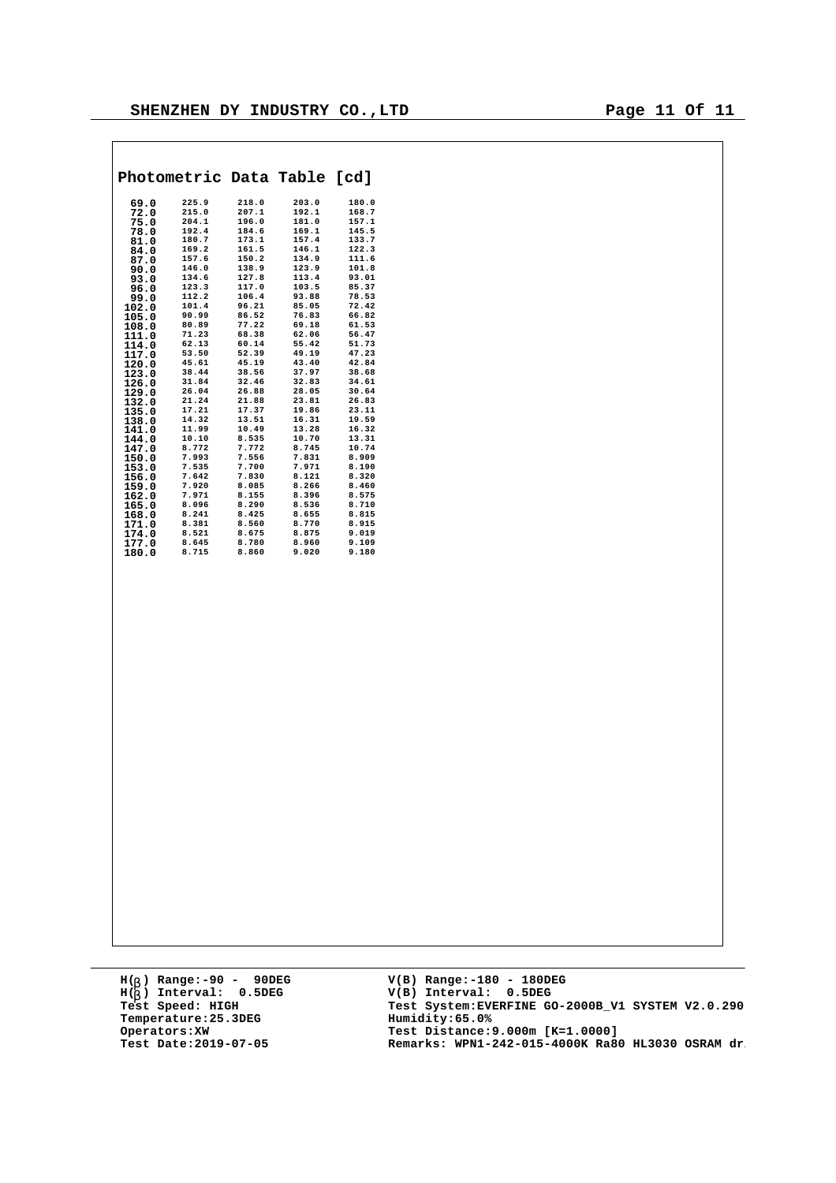## Photometric Data Table [cd]

| | | | | |
|---|---|---|---|---|
| 69.0 | 225.9 | 218.0 | 203.0 | 180.0 |
| 72.0 | 215.0 | 207.1 | 192.1 | 168.7 |
| 75.0 | 204.1 | 196.0 | 181.0 | 157.1 |
| 78.0 | 192.4 | 184.6 | 169.1 | 145.5 |
| 81.0 | 180.7 | 173.1 | 157.4 | 133.7 |
| 84.0 | 169.2 | 161.5 | 146.1 | 122.3 |
| 87.0 | 157.6 | 150.2 | 134.9 | 111.6 |
| 90.0 | 146.0 | 138.9 | 123.9 | 101.8 |
| 93.0 | 134.6 | 127.8 | 113.4 | 93.01 |
| 96.0 | 123.3 | 117.0 | 103.5 | 85.37 |
| 99.0 | 112.2 | 106.4 | 93.88 | 78.53 |
| 102.0 | 101.4 | 96.21 | 85.05 | 72.42 |
| 105.0 | 90.99 | 86.52 | 76.83 | 66.82 |
| 108.0 | 80.89 | 77.22 | 69.18 | 61.53 |
| 111.0 | 71.23 | 68.38 | 62.06 | 56.47 |
| 114.0 | 62.13 | 60.14 | 55.42 | 51.73 |
| 117.0 | 53.50 | 52.39 | 49.19 | 47.23 |
| 120.0 | 45.61 | 45.19 | 43.40 | 42.84 |
| 123.0 | 38.44 | 38.56 | 37.97 | 38.68 |
| 126.0 | 31.84 | 32.46 | 32.83 | 34.61 |
| 129.0 | 26.04 | 26.88 | 28.05 | 30.64 |
| 132.0 | 21.24 | 21.88 | 23.81 | 26.83 |
| 135.0 | 17.21 | 17.37 | 19.86 | 23.11 |
| 138.0 | 14.32 | 13.51 | 16.31 | 19.59 |
| 141.0 | 11.99 | 10.49 | 13.28 | 16.32 |
| 144.0 | 10.10 | 8.535 | 10.70 | 13.31 |
| 147.0 | 8.772 | 7.772 | 8.745 | 10.74 |
| 150.0 | 7.993 | 7.556 | 7.831 | 8.909 |
| 153.0 | 7.535 | 7.700 | 7.971 | 8.190 |
| 156.0 | 7.642 | 7.830 | 8.121 | 8.320 |
| 159.0 | 7.920 | 8.085 | 8.266 | 8.460 |
| 162.0 | 7.971 | 8.155 | 8.396 | 8.575 |
| 165.0 | 8.096 | 8.290 | 8.536 | 8.710 |
| 168.0 | 8.241 | 8.425 | 8.655 | 8.815 |
| 171.0 | 8.381 | 8.560 | 8.770 | 8.915 |
| 174.0 | 8.521 | 8.675 | 8.875 | 9.019 |
| 177.0 | 8.645 | 8.780 | 8.960 | 9.109 |
| 180.0 | 8.715 | 8.860 | 9.020 | 9.180 |

H(β) Range:-90 - 90DEG
H(β) Interval: 0.5DEG
Test Speed: HIGH
Temperature:25.3DEG
Operators:XW
Test Date:2019-07-05

V(B) Range:-180 - 180DEG
V(B) Interval: 0.5DEG
Test System:EVERFINE GO-2000B_V1 SYSTEM V2.0.290
Humidity:65.0%
Test Distance:9.000m [K=1.0000]
Remarks: WPN1-242-015-4000K Ra80 HL3030 OSRAM dr